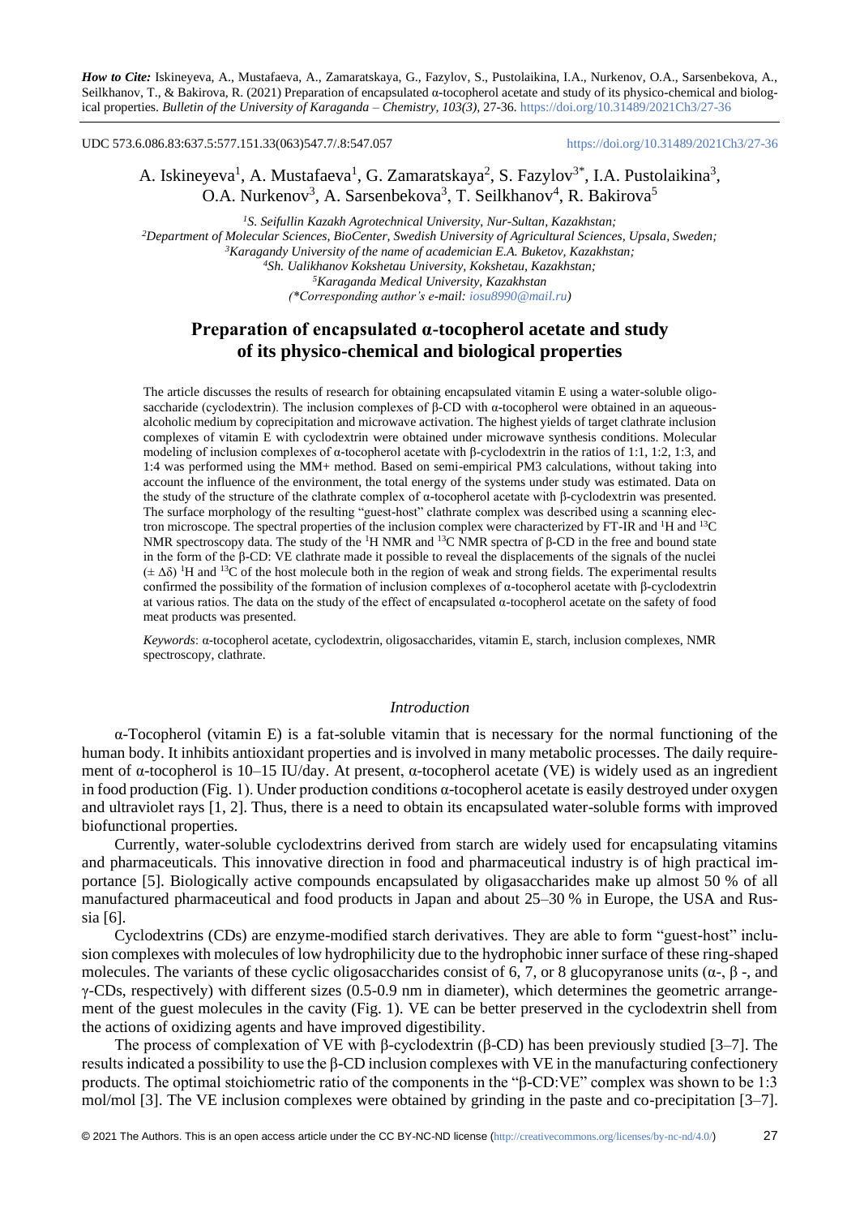*How to Cite:* Iskineyeva, A., Mustafaeva, A., Zamaratskaya, G., Fazylov, S., Pustolaikina, I.A., Nurkenov, O.A., Sarsenbekova, A., Seilkhanov, T., & Bakirova, R. (2021) Preparation of encapsulated α-tocopherol acetate and study of its physico-chemical and biological properties. *Bulletin of the University of Karaganda – Chemistry, 103(3),* 27-36. https://doi.org/10.31489/2021Ch3/27-36

UDC 573.6.086.83:637.5:577.151.33(063)547.7/.8:547.057 https://doi.org/10.31489/2021Ch3/27-36

A. Iskineyeva[1], A. Mustafaeva[1], G. Zamaratskaya[2], S. Fazylov[3*], I.A. Pustolaikina[3], O.A. Nurkenov[3], A. Sarsenbekova[3], T. Seilkhanov[4], R. Bakirova[5]

[1]*S. Seifullin Kazakh Agrotechnical University, Nur-Sultan, Kazakhstan;*
[2]*Department of Molecular Sciences, BioCenter, Swedish University of Agricultural Sciences, Upsala, Sweden;*
[3]*Karagandy University of the name of academician E.A. Buketov, Kazakhstan;*
[4]*Sh. Ualikhanov Kokshetau University, Kokshetau, Kazakhstan;*
[5]*Karaganda Medical University, Kazakhstan*
*(\*Corresponding author's e-mail: iosu8990@mail.ru)*

# Preparation of encapsulated α-tocopherol acetate and study of its physico-chemical and biological properties

The article discusses the results of research for obtaining encapsulated vitamin E using a water-soluble oligosaccharide (cyclodextrin). The inclusion complexes of β-CD with α-tocopherol were obtained in an aqueous-alcoholic medium by coprecipitation and microwave activation. The highest yields of target clathrate inclusion complexes of vitamin E with cyclodextrin were obtained under microwave synthesis conditions. Molecular modeling of inclusion complexes of α-tocopherol acetate with β-cyclodextrin in the ratios of 1:1, 1:2, 1:3, and 1:4 was performed using the MM+ method. Based on semi-empirical PM3 calculations, without taking into account the influence of the environment, the total energy of the systems under study was estimated. Data on the study of the structure of the clathrate complex of α-tocopherol acetate with β-cyclodextrin was presented. The surface morphology of the resulting "guest-host" clathrate complex was described using a scanning electron microscope. The spectral properties of the inclusion complex were characterized by FT-IR and $^{1}H$ and $^{13}C$ NMR spectroscopy data. The study of the $^{1}H$ NMR and $^{13}C$ NMR spectra of β-CD in the free and bound state in the form of the β-CD: VE clathrate made it possible to reveal the displacements of the signals of the nuclei ($\pm \Delta\delta$) $^{1}H$ and $^{13}C$ of the host molecule both in the region of weak and strong fields. The experimental results confirmed the possibility of the formation of inclusion complexes of α-tocopherol acetate with β-cyclodextrin at various ratios. The data on the study of the effect of encapsulated α-tocopherol acetate on the safety of food meat products was presented.

*Keywords*: α-tocopherol acetate, cyclodextrin, oligosaccharides, vitamin E, starch, inclusion complexes, NMR spectroscopy, clathrate.

## *Introduction*

α-Tocopherol (vitamin E) is a fat-soluble vitamin that is necessary for the normal functioning of the human body. It inhibits antioxidant properties and is involved in many metabolic processes. The daily requirement of α-tocopherol is 10–15 IU/day. At present, α-tocopherol acetate (VE) is widely used as an ingredient in food production (Fig. 1). Under production conditions α-tocopherol acetate is easily destroyed under oxygen and ultraviolet rays [1, 2]. Thus, there is a need to obtain its encapsulated water-soluble forms with improved biofunctional properties.

Currently, water-soluble cyclodextrins derived from starch are widely used for encapsulating vitamins and pharmaceuticals. This innovative direction in food and pharmaceutical industry is of high practical importance [5]. Biologically active compounds encapsulated by oligasaccharides make up almost 50 % of all manufactured pharmaceutical and food products in Japan and about 25–30 % in Europe, the USA and Russia [6].

Cyclodextrins (CDs) are enzyme-modified starch derivatives. They are able to form "guest-host" inclusion complexes with molecules of low hydrophilicity due to the hydrophobic inner surface of these ring-shaped molecules. The variants of these cyclic oligosaccharides consist of 6, 7, or 8 glucopyranose units (α-, β -, and γ-CDs, respectively) with different sizes (0.5-0.9 nm in diameter), which determines the geometric arrangement of the guest molecules in the cavity (Fig. 1). VE can be better preserved in the cyclodextrin shell from the actions of oxidizing agents and have improved digestibility.

The process of complexation of VE with β-cyclodextrin (β-CD) has been previously studied [3–7]. The results indicated a possibility to use the β-CD inclusion complexes with VE in the manufacturing confectionery products. The optimal stoichiometric ratio of the components in the "β-CD:VE" complex was shown to be 1:3 mol/mol [3]. The VE inclusion complexes were obtained by grinding in the paste and co-precipitation [3–7].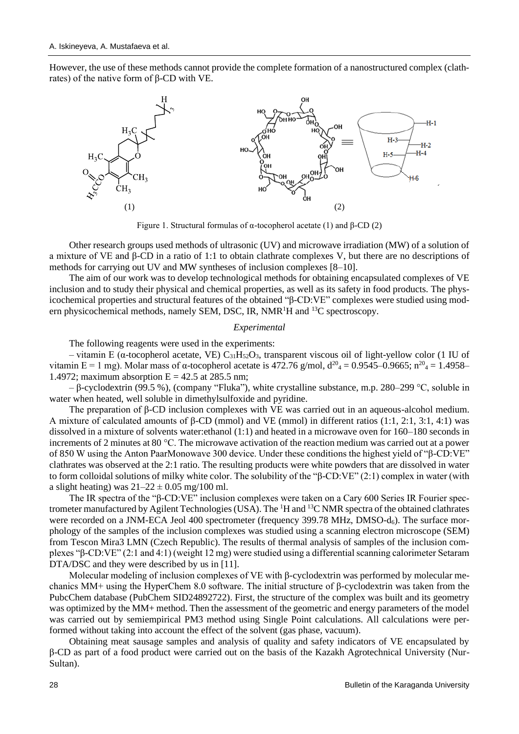However, the use of these methods cannot provide the complete formation of a nanostructured complex (clathrates) of the native form of β-CD with VE.

Figure 1. Structural formulas of α-tocopherol acetate (1) and β-CD (2)

Other research groups used methods of ultrasonic (UV) and microwave irradiation (MW) of a solution of a mixture of VE and β-CD in a ratio of 1:1 to obtain clathrate complexes V, but there are no descriptions of methods for carrying out UV and MW syntheses of inclusion complexes [8–10].

The aim of our work was to develop technological methods for obtaining encapsulated complexes of VE inclusion and to study their physical and chemical properties, as well as its safety in food products. The physicochemical properties and structural features of the obtained "β-CD:VE" complexes were studied using modern physicochemical methods, namely SEM, DSC, IR, NMR $^1$H and $^{13}$C spectroscopy.

*Experimental*

The following reagents were used in the experiments:

– vitamin E (α-tocopherol acetate, VE) $C_{31}H_{52}O_3$, transparent viscous oil of light-yellow color (1 IU of vitamin E = 1 mg). Molar mass of α-tocopherol acetate is 472.76 g/mol, $d^{20}_4$ = 0.9545–0.9665; $n^{20}_4$ = 1.4958–1.4972; maximum absorption E = 42.5 at 285.5 nm;

– β-cyclodextrin (99.5 %), (company "Fluka"), white crystalline substance, m.p. 280–299 °C, soluble in water when heated, well soluble in dimethylsulfoxide and pyridine.

The preparation of β-CD inclusion complexes with VE was carried out in an aqueous-alcohol medium. A mixture of calculated amounts of β-CD (mmol) and VE (mmol) in different ratios (1:1, 2:1, 3:1, 4:1) was dissolved in a mixture of solvents water:ethanol (1:1) and heated in a microwave oven for 160–180 seconds in increments of 2 minutes at 80 °C. The microwave activation of the reaction medium was carried out at a power of 850 W using the Anton PaarMonowave 300 device. Under these conditions the highest yield of "β-CD:VE" clathrates was observed at the 2:1 ratio. The resulting products were white powders that are dissolved in water to form colloidal solutions of milky white color. The solubility of the "β-CD:VE" (2:1) complex in water (with a slight heating) was 21–22 ± 0.05 mg/100 ml.

The IR spectra of the "β-CD:VE" inclusion complexes were taken on a Cary 600 Series IR Fourier spectrometer manufactured by Agilent Technologies (USA). The $^1$H and $^{13}$C NMR spectra of the obtained clathrates were recorded on a JNM-ECA Jeol 400 spectrometer (frequency 399.78 MHz, DMSO-$d_6$). The surface morphology of the samples of the inclusion complexes was studied using a scanning electron microscope (SEM) from Tescon Mira3 LMN (Czech Republic). The results of thermal analysis of samples of the inclusion complexes "β-CD:VE" (2:1 and 4:1) (weight 12 mg) were studied using a differential scanning calorimeter Setaram DTA/DSC and they were described by us in [11].

Molecular modeling of inclusion complexes of VE with β-cyclodextrin was performed by molecular mechanics MM+ using the HyperChem 8.0 software. The initial structure of β-cyclodextrin was taken from the PubcChem database (PubChem SID24892722). First, the structure of the complex was built and its geometry was optimized by the MM+ method. Then the assessment of the geometric and energy parameters of the model was carried out by semiempirical PM3 method using Single Point calculations. All calculations were performed without taking into account the effect of the solvent (gas phase, vacuum).

Obtaining meat sausage samples and analysis of quality and safety indicators of VE encapsulated by β-CD as part of a food product were carried out on the basis of the Kazakh Agrotechnical University (Nur-Sultan).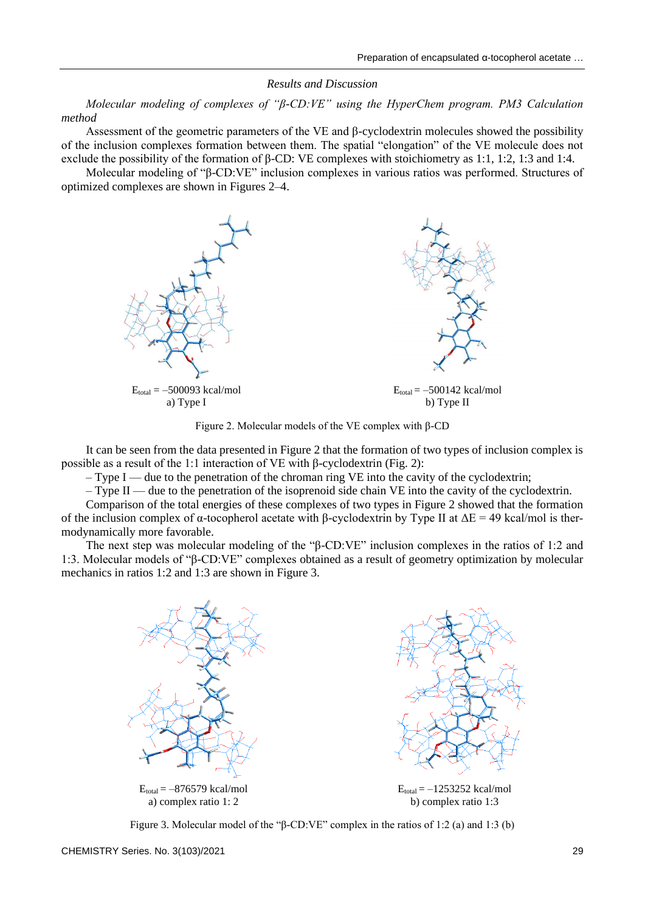### *Results and Discussion*

*Molecular modeling of complexes of "β-CD:VE" using the HyperChem program. PM3 Calculation method*

Assessment of the geometric parameters of the VE and β-cyclodextrin molecules showed the possibility of the inclusion complexes formation between them. The spatial "elongation" of the VE molecule does not exclude the possibility of the formation of β-CD: VE complexes with stoichiometry as 1:1, 1:2, 1:3 and 1:4.

Molecular modeling of "β-CD:VE" inclusion complexes in various ratios was performed. Structures of optimized complexes are shown in Figures 2–4.

$E_{total}$ = –500093 kcal/mol
a) Type I

$E_{total}$ = –500142 kcal/mol
b) Type II

Figure 2. Molecular models of the VE complex with β-CD

It can be seen from the data presented in Figure 2 that the formation of two types of inclusion complex is possible as a result of the 1:1 interaction of VE with β-cyclodextrin (Fig. 2):

– Type I — due to the penetration of the chroman ring VE into the cavity of the cyclodextrin;

– Type II — due to the penetration of the isoprenoid side chain VE into the cavity of the cyclodextrin.

Comparison of the total energies of these complexes of two types in Figure 2 showed that the formation of the inclusion complex of α-tocopherol acetate with β-cyclodextrin by Type II at $\Delta E$ = 49 kcal/mol is thermodynamically more favorable.

The next step was molecular modeling of the "β-CD:VE" inclusion complexes in the ratios of 1:2 and 1:3. Molecular models of "β-CD:VE" complexes obtained as a result of geometry optimization by molecular mechanics in ratios 1:2 and 1:3 are shown in Figure 3.

$E_{total}$ = –876579 kcal/mol
a) complex ratio 1: 2

$E_{total}$ = –1253252 kcal/mol
b) complex ratio 1:3

Figure 3. Molecular model of the "β-CD:VE" complex in the ratios of 1:2 (a) and 1:3 (b)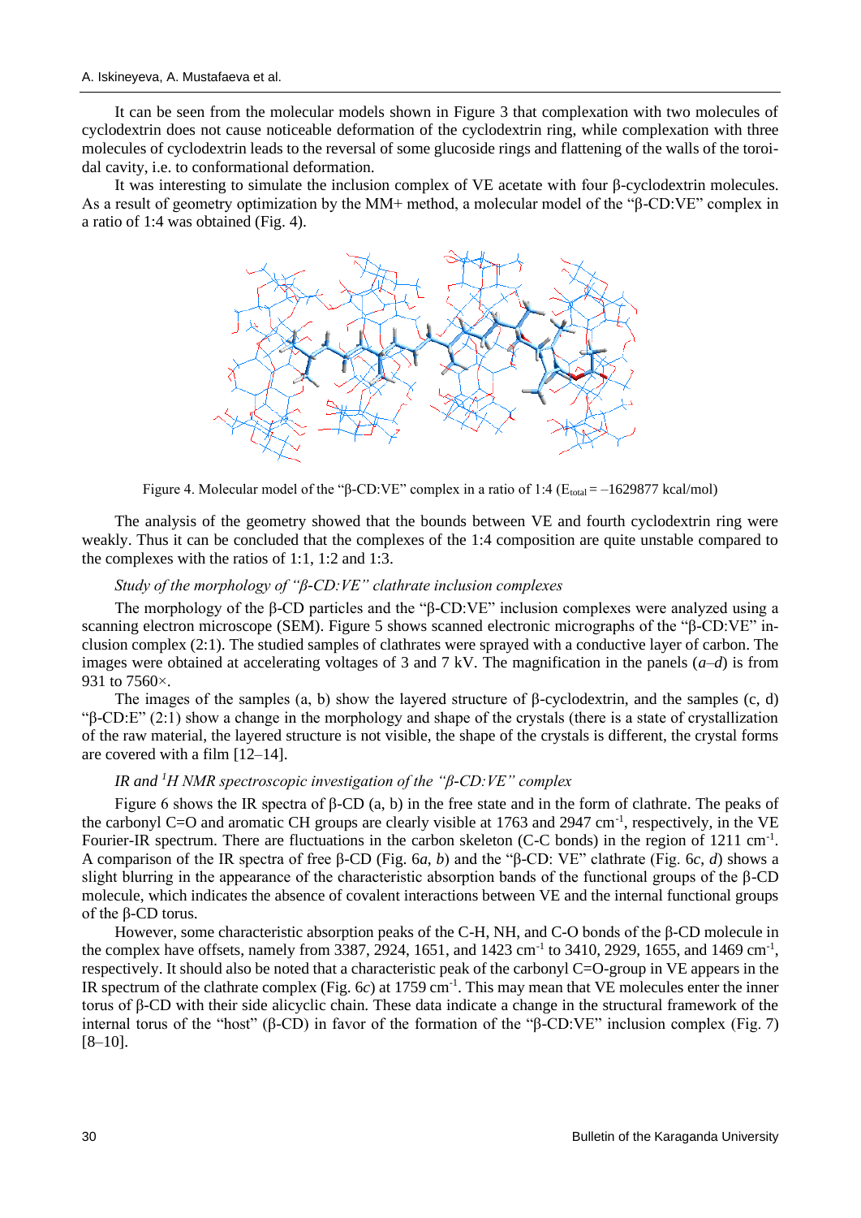It can be seen from the molecular models shown in Figure 3 that complexation with two molecules of cyclodextrin does not cause noticeable deformation of the cyclodextrin ring, while complexation with three molecules of cyclodextrin leads to the reversal of some glucoside rings and flattening of the walls of the toroidal cavity, i.e. to conformational deformation.

It was interesting to simulate the inclusion complex of VE acetate with four β-cyclodextrin molecules. As a result of geometry optimization by the MM+ method, a molecular model of the "β-CD:VE" complex in a ratio of 1:4 was obtained (Fig. 4).

Figure 4. Molecular model of the "β-CD:VE" complex in a ratio of 1:4 ($E_{total}$ = –1629877 kcal/mol)

The analysis of the geometry showed that the bounds between VE and fourth cyclodextrin ring were weakly. Thus it can be concluded that the complexes of the 1:4 composition are quite unstable compared to the complexes with the ratios of 1:1, 1:2 and 1:3.

*Study of the morphology of "β-CD:VE" clathrate inclusion complexes*

The morphology of the β-CD particles and the "β-CD:VE" inclusion complexes were analyzed using a scanning electron microscope (SEM). Figure 5 shows scanned electronic micrographs of the "β-CD:VE" inclusion complex (2:1). The studied samples of clathrates were sprayed with a conductive layer of carbon. The images were obtained at accelerating voltages of 3 and 7 kV. The magnification in the panels (*a*–*d*) is from 931 to 7560×.

The images of the samples (a, b) show the layered structure of β-cyclodextrin, and the samples (c, d) "β-CD:E" (2:1) show a change in the morphology and shape of the crystals (there is a state of crystallization of the raw material, the layered structure is not visible, the shape of the crystals is different, the crystal forms are covered with a film [12–14].

*IR and $^1$H NMR spectroscopic investigation of the "β-CD:VE" complex*

Figure 6 shows the IR spectra of β-CD (a, b) in the free state and in the form of clathrate. The peaks of the carbonyl C=O and aromatic CH groups are clearly visible at 1763 and 2947 cm$^{-1}$, respectively, in the VE Fourier-IR spectrum. There are fluctuations in the carbon skeleton (C-C bonds) in the region of 1211 cm$^{-1}$. A comparison of the IR spectra of free β-CD (Fig. 6*a*, *b*) and the "β-CD: VE" clathrate (Fig. 6*c*, *d*) shows a slight blurring in the appearance of the characteristic absorption bands of the functional groups of the β-CD molecule, which indicates the absence of covalent interactions between VE and the internal functional groups of the β-CD torus.

However, some characteristic absorption peaks of the C-H, NH, and C-O bonds of the β-CD molecule in the complex have offsets, namely from 3387, 2924, 1651, and 1423 cm$^{-1}$ to 3410, 2929, 1655, and 1469 cm$^{-1}$, respectively. It should also be noted that a characteristic peak of the carbonyl C=O-group in VE appears in the IR spectrum of the clathrate complex (Fig. 6*c*) at 1759 cm$^{-1}$. This may mean that VE molecules enter the inner torus of β-CD with their side alicyclic chain. These data indicate a change in the structural framework of the internal torus of the "host" (β-CD) in favor of the formation of the "β-CD:VE" inclusion complex (Fig. 7) [8–10].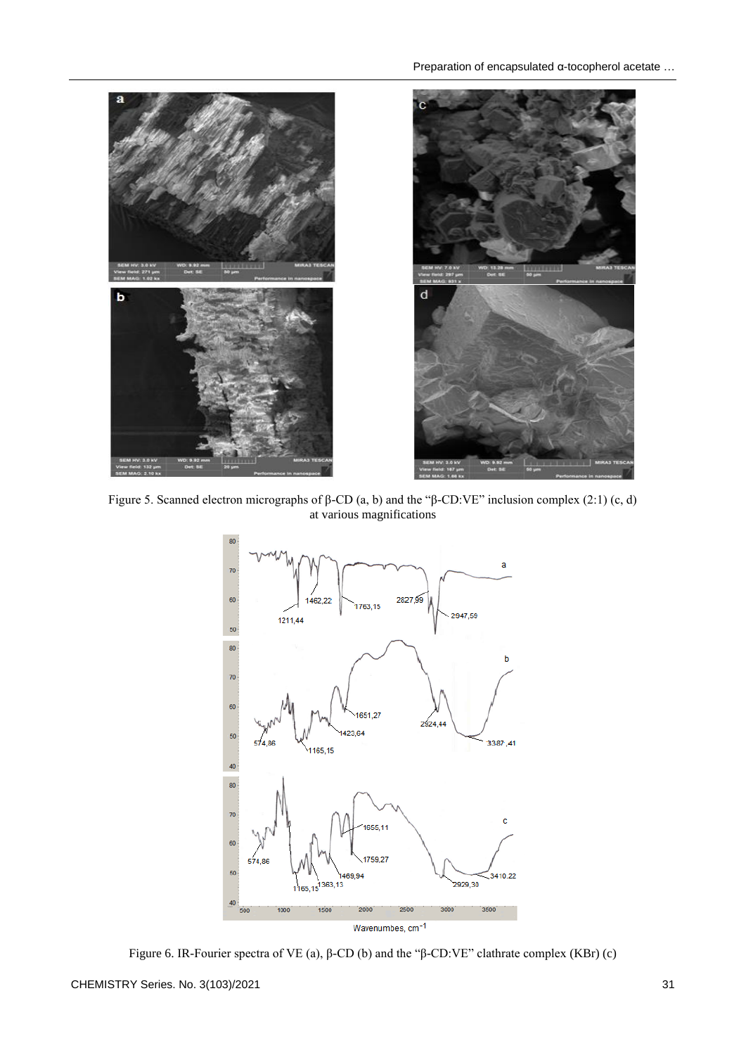Figure 5. Scanned electron micrographs of β-CD (a, b) and the "β-CD:VE" inclusion complex (2:1) (c, d) at various magnifications

Figure 6. IR-Fourier spectra of VE (a), β-CD (b) and the "β-CD:VE" clathrate complex (KBr) (c)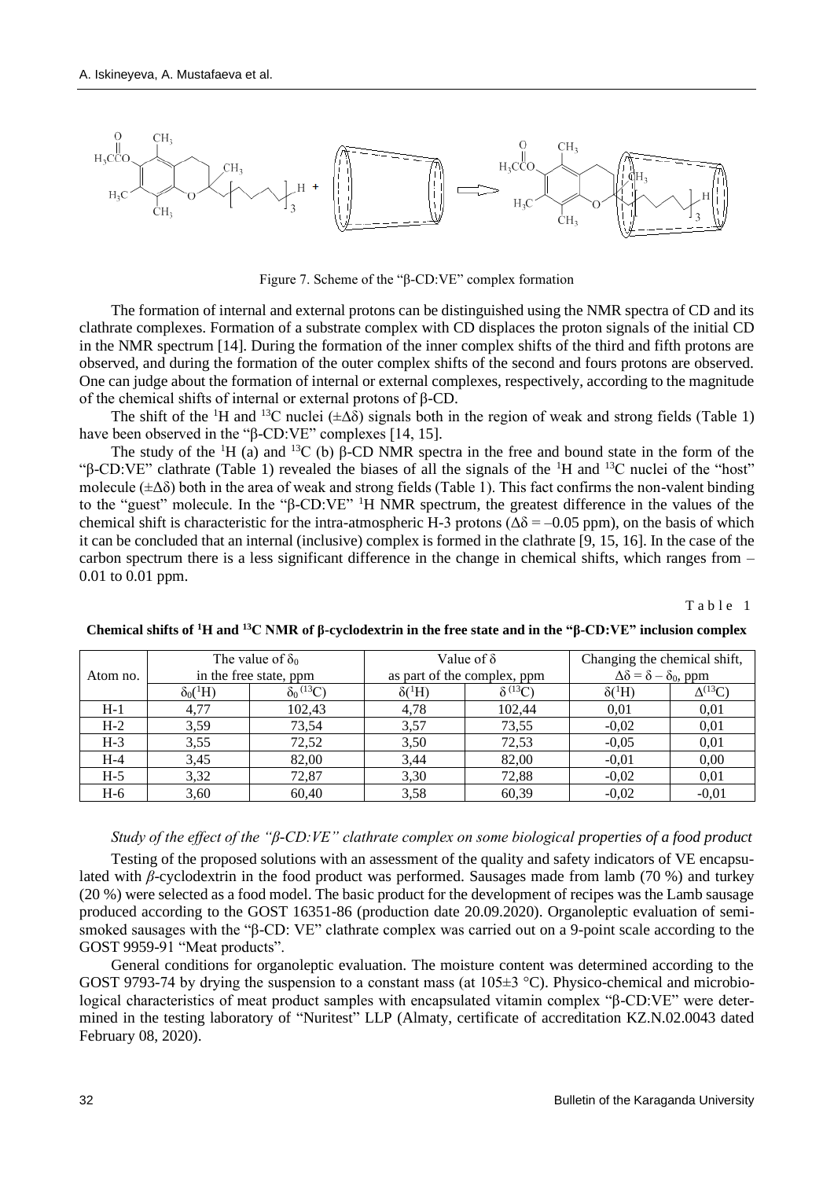Figure 7. Scheme of the "β-CD:VE" complex formation

The formation of internal and external protons can be distinguished using the NMR spectra of CD and its clathrate complexes. Formation of a substrate complex with CD displaces the proton signals of the initial CD in the NMR spectrum [14]. During the formation of the inner complex shifts of the third and fifth protons are observed, and during the formation of the outer complex shifts of the second and fours protons are observed. One can judge about the formation of internal or external complexes, respectively, according to the magnitude of the chemical shifts of internal or external protons of β-CD.

The shift of the $^{1}H$ and $^{13}C$ nuclei ($\pm\Delta\delta$) signals both in the region of weak and strong fields (Table 1) have been observed in the "β-CD:VE" complexes [14, 15].

The study of the $^{1}H$ (a) and $^{13}C$ (b) β-CD NMR spectra in the free and bound state in the form of the "β-CD:VE" clathrate (Table 1) revealed the biases of all the signals of the $^{1}H$ and $^{13}C$ nuclei of the "host" molecule ($\pm\Delta\delta$) both in the area of weak and strong fields (Table 1). This fact confirms the non-valent binding to the "guest" molecule. In the "β-CD:VE" $^{1}H$ NMR spectrum, the greatest difference in the values of the chemical shift is characteristic for the intra-atmospheric H-3 protons ($\Delta\delta = -0.05$ ppm), on the basis of which it can be concluded that an internal (inclusive) complex is formed in the clathrate [9, 15, 16]. In the case of the carbon spectrum there is a less significant difference in the change in chemical shifts, which ranges from –0.01 to 0.01 ppm.

Table 1

**Chemical shifts of $^{1}H$ and $^{13}C$ NMR of β-cyclodextrin in the free state and in the "β-CD:VE" inclusion complex**

| Atom no. | The value of $\delta_0$ in the free state, ppm | | Value of $\delta$ as part of the complex, ppm | | Changing the chemical shift, $\Delta\delta = \delta - \delta_0$, ppm | |
|---|---|---|---|---|---|---|
| | $\delta_0(^{1}H)$ | $\delta_0(^{13}C)$ | $\delta(^{1}H)$ | $\delta(^{13}C)$ | $\delta(^{1}H)$ | $\Delta(^{13}C)$ |
| H-1 | 4,77 | 102,43 | 4,78 | 102,44 | 0,01 | 0,01 |
| H-2 | 3,59 | 73,54 | 3,57 | 73,55 | -0,02 | 0,01 |
| H-3 | 3,55 | 72,52 | 3,50 | 72,53 | -0,05 | 0,01 |
| H-4 | 3,45 | 82,00 | 3,44 | 82,00 | -0,01 | 0,00 |
| H-5 | 3,32 | 72,87 | 3,30 | 72,88 | -0,02 | 0,01 |
| H-6 | 3,60 | 60,40 | 3,58 | 60,39 | -0,02 | -0,01 |

*Study of the effect of the "β-CD:VE" clathrate complex on some biological properties of a food product*

Testing of the proposed solutions with an assessment of the quality and safety indicators of VE encapsulated with *β*-cyclodextrin in the food product was performed. Sausages made from lamb (70 %) and turkey (20 %) were selected as a food model. The basic product for the development of recipes was the Lamb sausage produced according to the GOST 16351-86 (production date 20.09.2020). Organoleptic evaluation of semi-smoked sausages with the "β-CD: VE" clathrate complex was carried out on a 9-point scale according to the GOST 9959-91 "Meat products".

General conditions for organoleptic evaluation. The moisture content was determined according to the GOST 9793-74 by drying the suspension to a constant mass (at 105±3 °C). Physico-chemical and microbiological characteristics of meat product samples with encapsulated vitamin complex "β-CD:VE" were determined in the testing laboratory of "Nuritest" LLP (Almaty, certificate of accreditation KZ.N.02.0043 dated February 08, 2020).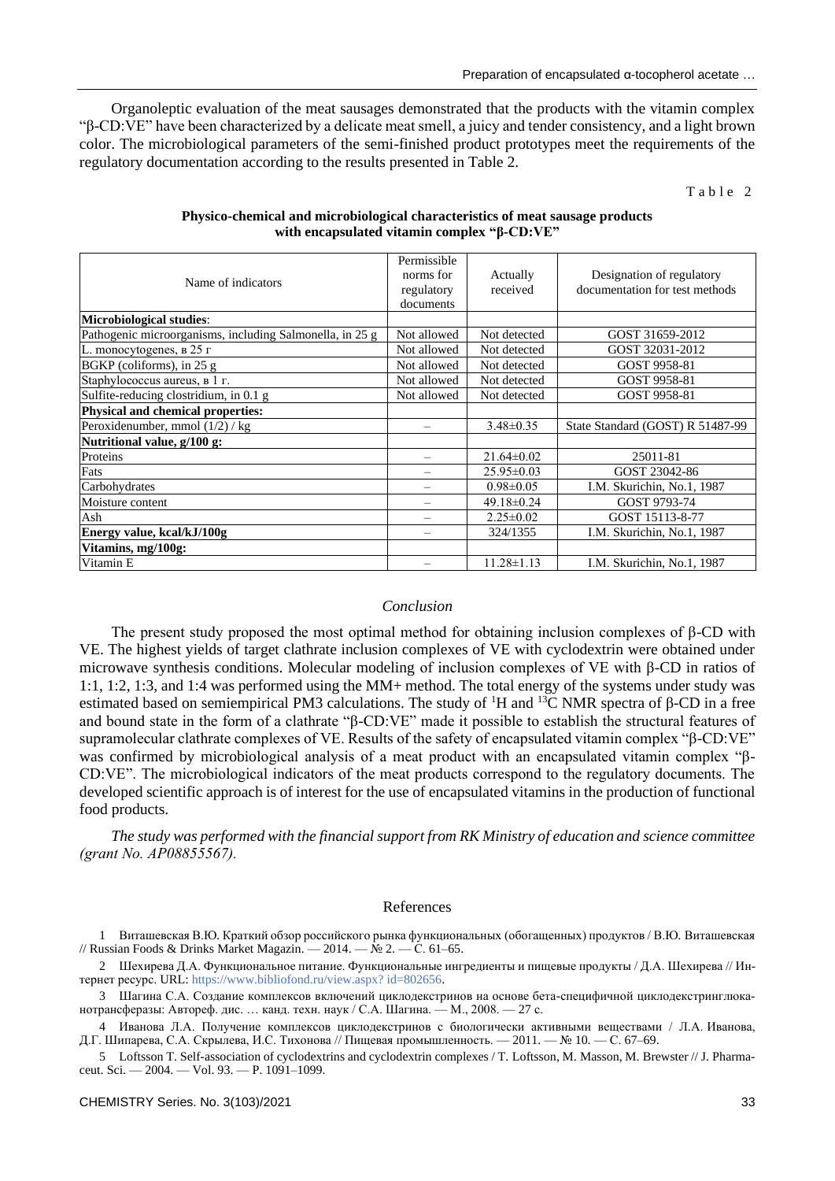Organoleptic evaluation of the meat sausages demonstrated that the products with the vitamin complex "β-CD:VE" have been characterized by a delicate meat smell, a juicy and tender consistency, and a light brown color. The microbiological parameters of the semi-finished product prototypes meet the requirements of the regulatory documentation according to the results presented in Table 2.

Table 2

**Physico-chemical and microbiological characteristics of meat sausage products with encapsulated vitamin complex "β-CD:VE"**

| Name of indicators | Permissible norms for regulatory documents | Actually received | Designation of regulatory documentation for test methods |
|---|---|---|---|
| **Microbiological studies**: | | | |
| Pathogenic microorganisms, including Salmonella, in 25 g | Not allowed | Not detected | GOST 31659-2012 |
| L. monocytogenes, в 25 г | Not allowed | Not detected | GOST 32031-2012 |
| BGKP (coliforms), in 25 g | Not allowed | Not detected | GOST 9958-81 |
| Staphylococcus aureus, в 1 г. | Not allowed | Not detected | GOST 9958-81 |
| Sulfite-reducing clostridium, in 0.1 g | Not allowed | Not detected | GOST 9958-81 |
| **Physical and chemical properties:** | | | |
| Peroxidenumber, mmol (1/2) / kg | – | 3.48±0.35 | State Standard (GOST) R 51487-99 |
| **Nutritional value, g/100 g:** | | | |
| Proteins | – | 21.64±0.02 | 25011-81 |
| Fats | – | 25.95±0.03 | GOST 23042-86 |
| Carbohydrates | – | 0.98±0.05 | I.M. Skurichin, No.1, 1987 |
| Moisture content | – | 49.18±0.24 | GOST 9793-74 |
| Ash | – | 2.25±0.02 | GOST 15113-8-77 |
| **Energy value, kcal/kJ/100g** | – | 324/1355 | I.M. Skurichin, No.1, 1987 |
| **Vitamins, mg/100g:** | | | |
| Vitamin E | – | 11.28±1.13 | I.M. Skurichin, No.1, 1987 |

## *Conclusion*

The present study proposed the most optimal method for obtaining inclusion complexes of β-CD with VE. The highest yields of target clathrate inclusion complexes of VE with cyclodextrin were obtained under microwave synthesis conditions. Molecular modeling of inclusion complexes of VE with β-CD in ratios of 1:1, 1:2, 1:3, and 1:4 was performed using the MM+ method. The total energy of the systems under study was estimated based on semiempirical PM3 calculations. The study of $^{1}$H and $^{13}$C NMR spectra of β-CD in a free and bound state in the form of a clathrate "β-CD:VE" made it possible to establish the structural features of supramolecular clathrate complexes of VE. Results of the safety of encapsulated vitamin complex "β-CD:VE" was confirmed by microbiological analysis of a meat product with an encapsulated vitamin complex "β-CD:VE". The microbiological indicators of the meat products correspond to the regulatory documents. The developed scientific approach is of interest for the use of encapsulated vitamins in the production of functional food products.

*The study was performed with the financial support from RK Ministry of education and science committee (grant No. AP08855567).*

## References

1 Виташевская В.Ю. Краткий обзор российского рынка функциональных (обогащенных) продуктов / В.Ю. Виташевская // Russian Foods & Drinks Market Magazin. — 2014. — № 2. — С. 61–65.

2 Шехирева Д.А. Функциональное питание. Функциональные ингредиенты и пищевые продукты / Д.А. Шехирева // Интернет ресурс. URL: https://www.bibliofond.ru/view.aspx? id=802656.

3 Шагина С.А. Создание комплексов включений циклодекстринов на основе бета-специфичной циклодекстринглюканотрансферазы: Автореф. дис. … канд. техн. наук / С.А. Шагина. — М., 2008. — 27 с.

4 Иванова Л.А. Получение комплексов циклодекстринов с биологически активными веществами / Л.А. Иванова, Д.Г. Шипарева, С.А. Скрылева, И.С. Тихонова // Пищевая промышленность. — 2011. — № 10. — С. 67–69.

5 Loftsson T. Self-association of cyclodextrins and cyclodextrin complexes / T. Loftsson, M. Masson, M. Brewster // J. Pharmaceut. Sci. — 2004. — Vol. 93. — P. 1091–1099.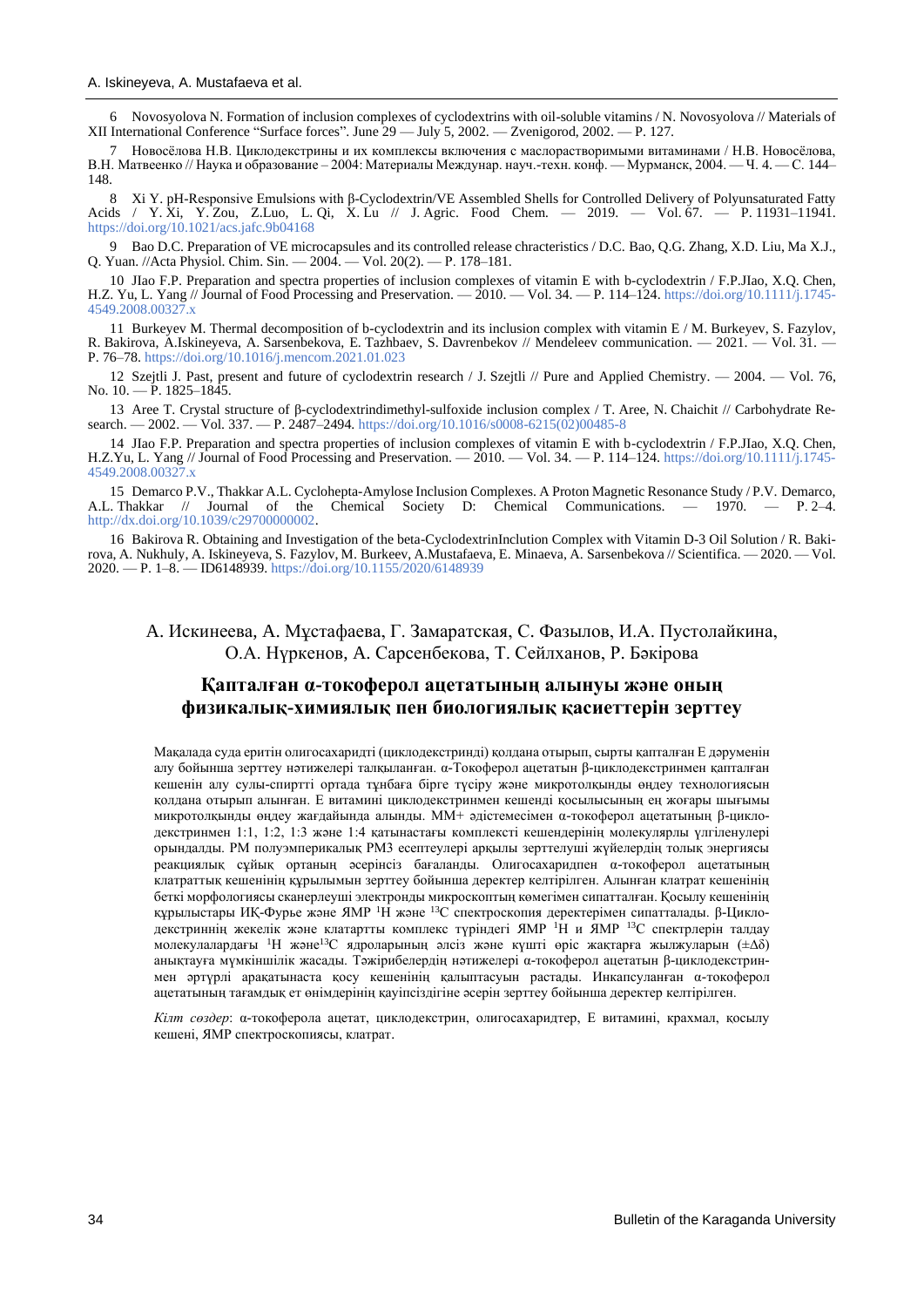6 Novosyolova N. Formation of inclusion complexes of cyclodextrins with oil-soluble vitamins / N. Novosyolova // Materials of XII International Conference “Surface forces”. June 29 — July 5, 2002. — Zvenigorod, 2002. — P. 127.

7 Новосёлова Н.В. Циклодекстрины и их комплексы включения с маслорастворимыми витаминами / Н.В. Новосёлова, В.Н. Матвеенко // Наука и образование – 2004: Материалы Междунар. науч.-техн. конф. — Мурманск, 2004. — Ч. 4. — С. 144–148.

8 Xi Y. pH-Responsive Emulsions with β-Cyclodextrin/VE Assembled Shells for Controlled Delivery of Polyunsaturated Fatty Acids / Y. Xi, Y. Zou, Z.Luo, L. Qi, X. Lu // J. Agric. Food Chem. — 2019. — Vol. 67. — P. 11931–11941. https://doi.org/10.1021/acs.jafc.9b04168

9 Bao D.C. Preparation of VE microcapsules and its controlled release chracteristics / D.C. Bao, Q.G. Zhang, X.D. Liu, Ma X.J., Q. Yuan. //Acta Physiol. Chim. Sin. — 2004. — Vol. 20(2). — P. 178–181.

10 JIao F.P. Preparation and spectra properties of inclusion complexes of vitamin E with b-cyclodextrin / F.P.JIao, X.Q. Chen, H.Z. Yu, L. Yang // Journal of Food Processing and Preservation. — 2010. — Vol. 34. — P. 114–124. https://doi.org/10.1111/j.1745-4549.2008.00327.x

11 Burkeyev M. Thermal decomposition of b-cyclodextrin and its inclusion complex with vitamin E / M. Burkeyev, S. Fazylov, R. Bakirova, A.Iskineyeva, A. Sarsenbekova, E. Tazhbaev, S. Davrenbekov // Mendeleev communication. — 2021. — Vol. 31. — P. 76–78. https://doi.org/10.1016/j.mencom.2021.01.023

12 Szejtli J. Past, present and future of cyclodextrin research / J. Szejtli // Pure and Applied Chemistry. — 2004. — Vol. 76, No. 10. — P. 1825–1845.

13 Aree T. Crystal structure of β-cyclodextrindimethyl-sulfoxide inclusion complex / T. Aree, N. Chaichit // Carbohydrate Research. — 2002. — Vol. 337. — P. 2487–2494. https://doi.org/10.1016/s0008-6215(02)00485-8

14 JIao F.P. Preparation and spectra properties of inclusion complexes of vitamin E with b-cyclodextrin / F.P.JIao, X.Q. Chen, H.Z.Yu, L. Yang // Journal of Food Processing and Preservation. — 2010. — Vol. 34. — P. 114–124. https://doi.org/10.1111/j.1745-4549.2008.00327.x

15 Demarco P.V., Thakkar A.L. Cyclohepta-Amylose Inclusion Complexes. A Proton Magnetic Resonance Study / P.V. Demarco, A.L. Thakkar // Journal of the Chemical Society D: Chemical Communications. — 1970. — P. 2–4. http://dx.doi.org/10.1039/c29700000002.

16 Bakirova R. Obtaining and Investigation of the beta-CyclodextrinInclution Complex with Vitamin D-3 Oil Solution / R. Bakirova, A. Nukhuly, A. Iskineyeva, S. Fazylov, M. Burkeev, A.Mustafaeva, E. Minaeva, A. Sarsenbekova // Scientifica. — 2020. — Vol. 2020. — P. 1–8. — ID6148939. https://doi.org/10.1155/2020/6148939

А. Искинеева, А. Мұстафаева, Г. Замаратская, С. Фазылов, И.А. Пустолайкина, О.А. Нұркенов, А. Сарсенбекова, Т. Сейлханов, Р. Бәкірова

## Қапталған α-токоферол ацетатының алынуы және оның физикалық-химиялық пен биологиялық қасиеттерін зерттеу

Мақалада суда еритін олигосахаридті (циклодекстринді) қолдана отырып, сырты қапталған Е дәруменін алу бойынша зерттеу нәтижелері талқыланған. α-Токоферол ацетатын β-циклодекстринмен қапталған кешенін алу сулы-спиртті ортада тұнбаға бірге түсіру және микротолқынды өңдеу технологиясын қолдана отырып алынған. Е витамині циклодекстринмен кешенді қосылысының ең жоғары шығымы микротолқынды өңдеу жағдайында алынды. ММ+ әдістемесімен α-токоферол ацетатының β-циклодекстринмен 1:1, 1:2, 1:3 және 1:4 қатынастағы комплексті кешендерінің молекулярлы үлгіленулері орындалды. РМ полуэмперикалық РМ3 есептеулері арқылы зерттелуші жүйелердің толық энергиясы реакциялық сұйық ортаның әсерінсіз бағаланды. Олигосахаридпен α-токоферол ацетатының клатраттық кешенінің құрылымын зерттеу бойынша деректер келтірілген. Алынған клатрат кешенінің беткі морфологиясы сканерлеуші электронды микроскоптың көмегімен сипатталған. Қосылу кешенінің құрылыстары ИҚ-Фурье және ЯМР $^{1}$H және $^{13}$C спектроскопия деректерімен сипатталады. β-Циклодекстриннің жекелік және клатратты комплекс түріндегі ЯМР $^{1}$H и ЯМР $^{13}$C спектрлерін талдау молекулалардағы $^{1}$H және$^{13}$C ядроларының әлсіз және күшті өріс жақтарға жылжуларын ($\pm\Delta\delta$) анықтауға мүмкіншілік жасады. Тәжірибелердің нәтижелері α-токоферол ацетатын β-циклодекстринмен әртүрлі арақатынаста қосу кешенінің қалыптасуын растады. Инкапсуланған α-токоферол ацетатының тағамдық ет өнімдерінің қауіпсіздігіне әсерін зерттеу бойынша деректер келтірілген.

*Кілт сөздер*: α-токоферола ацетат, циклодекстрин, олигосахаридтер, Е витамині, крахмал, қосылу кешені, ЯМР спектроскопиясы, клатрат.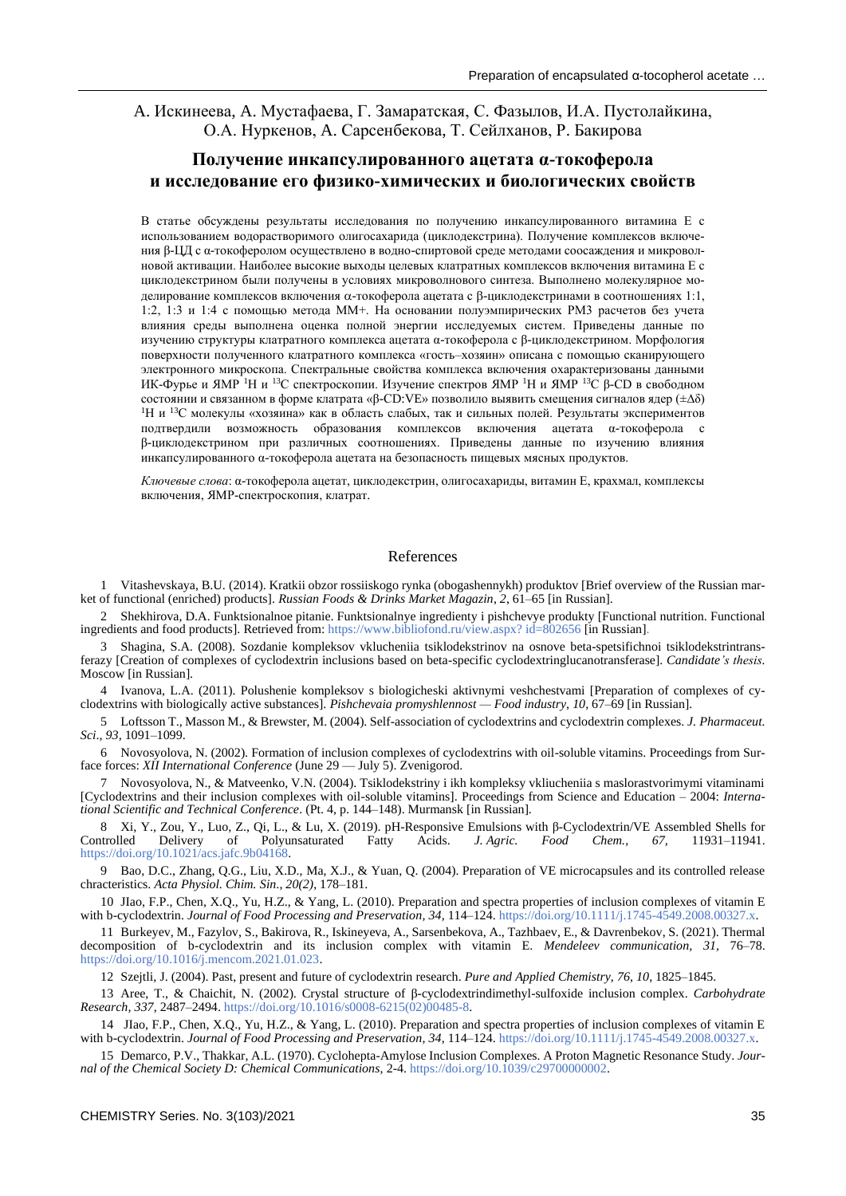А. Искинеева, А. Мустафаева, Г. Замаратская, С. Фазылов, И.А. Пустолайкина, О.А. Нуркенов, А. Сарсенбекова, Т. Сейлханов, Р. Бакирова

## Получение инкапсулированного ацетата α-токоферола и исследование его физико-химических и биологических свойств

В статье обсуждены результаты исследования по получению инкапсулированного витамина Е с использованием водорастворимого олигосахарида (циклодекстрина). Получение комплексов включения β-ЦД с α-токоферолом осуществлено в водно-спиртовой среде методами соосаждения и микроволновой активации. Наиболее высокие выходы целевых клатратных комплексов включения витамина Е с циклодекстрином были получены в условиях микроволнового синтеза. Выполнено молекулярное моделирование комплексов включения α-токоферола ацетата с β-циклодекстринами в соотношениях 1:1, 1:2, 1:3 и 1:4 с помощью метода ММ+. На основании полуэмпирических РМ3 расчетов без учета влияния среды выполнена оценка полной энергии исследуемых систем. Приведены данные по изучению структуры клатратного комплекса ацетата α-токоферола с β-циклодекстрином. Морфология поверхности полученного клатратного комплекса «гость–хозяин» описана с помощью сканирующего электронного микроскопа. Спектральные свойства комплекса включения охарактеризованы данными ИК-Фурье и ЯМР $^{1}$H и $^{13}$C спектроскопии. Изучение спектров ЯМР $^{1}$H и ЯМР $^{13}$C β-CD в свободном состоянии и связанном в форме клатрата «β-CD:VE» позволило выявить смещения сигналов ядер ($\pm\Delta\delta$) $^{1}$H и $^{13}$C молекулы «хозяина» как в область слабых, так и сильных полей. Результаты экспериментов подтвердили возможность образования комплексов включения ацетата α-токоферола с β-циклодекстрином при различных соотношениях. Приведены данные по изучению влияния инкапсулированного α-токоферола ацетата на безопасность пищевых мясных продуктов.

*Ключевые слова*: α-токоферола ацетат, циклодекстрин, олигосахариды, витамин Е, крахмал, комплексы включения, ЯМР-спектроскопия, клатрат.

## References

1 Vitashevskaya, B.U. (2014). Kratkii obzor rossiiskogo rynka (obogashennykh) produktov [Brief overview of the Russian market of functional (enriched) products]. *Russian Foods & Drinks Market Magazin*, *2*, 61–65 [in Russian].

2 Shekhirova, D.A. Funktsionalnoe pitanie. Funktsionalnye ingredienty i pishchevye produkty [Functional nutrition. Functional ingredients and food products]. Retrieved from: https://www.bibliofond.ru/view.aspx? id=802656 [in Russian].

3 Shagina, S.A. (2008). Sozdanie kompleksov vklucheniia tsiklodekstrinov na osnove beta-spetsifichnoi tsiklodekstrintransferazy [Creation of complexes of cyclodextrin inclusions based on beta-specific cyclodextringlucanotransferase]. *Candidate's thesis*. Moscow [in Russian].

4 Ivanova, L.A. (2011). Polushenie kompleksov s biologicheski aktivnymi veshchestvami [Preparation of complexes of cyclodextrins with biologically active substances]. *Pishchevaia promyshlennost — Food industry, 10*, 67–69 [in Russian].

5 Loftsson T., Masson M., & Brewster, M. (2004). Self-association of cyclodextrins and cyclodextrin complexes. *J. Pharmaceut. Sci*., *93*, 1091–1099.

6 Novosyolova, N. (2002). Formation of inclusion complexes of cyclodextrins with oil-soluble vitamins. Proceedings from Surface forces: *XII International Conference* (June 29 — July 5). Zvenigorod.

7 Novosyolova, N., & Matveenko, V.N. (2004). Tsiklodekstriny i ikh kompleksy vkliucheniia s maslorastvorimymi vitaminami [Cyclodextrins and their inclusion complexes with oil-soluble vitamins]. Proceedings from Science and Education – 2004: *International Scientific and Technical Conference*. (Pt. 4, p. 144–148). Murmansk [in Russian].

8 Xi, Y., Zou, Y., Luo, Z., Qi, L., & Lu, X. (2019). pH-Responsive Emulsions with β-Cyclodextrin/VE Assembled Shells for Controlled Delivery of Polyunsaturated Fatty Acids. *J. Agric. Food Chem.*, *67*, 11931–11941. https://doi.org/10.1021/acs.jafc.9b04168.

9 Bao, D.C., Zhang, Q.G., Liu, X.D., Ma, X.J., & Yuan, Q. (2004). Preparation of VE microcapsules and its controlled release chracteristics. *Acta Physiol. Chim. Sin*., *20(2)*, 178–181.

10 JIao, F.P., Chen, X.Q., Yu, H.Z., & Yang, L. (2010). Preparation and spectra properties of inclusion complexes of vitamin E with b-cyclodextrin. *Journal of Food Processing and Preservation, 34*, 114–124. https://doi.org/10.1111/j.1745-4549.2008.00327.x.

11 Burkeyev, M., Fazylov, S., Bakirova, R., Iskineyeva, A., Sarsenbekova, A., Tazhbaev, E., & Davrenbekov, S. (2021). Thermal decomposition of b-cyclodextrin and its inclusion complex with vitamin E. *Mendeleev communication*, *31*, 76–78. https://doi.org/10.1016/j.mencom.2021.01.023.

12 Szejtli, J. (2004). Past, present and future of cyclodextrin research. *Pure and Applied Chemistry, 76, 10*, 1825–1845.

13 Aree, T., & Chaichit, N. (2002). Crystal structure of β-cyclodextrindimethyl-sulfoxide inclusion complex. *Carbohydrate Research, 337*, 2487–2494. https://doi.org/10.1016/s0008-6215(02)00485-8.

14 JIao, F.P., Chen, X.Q., Yu, H.Z., & Yang, L. (2010). Preparation and spectra properties of inclusion complexes of vitamin E with b-cyclodextrin. *Journal of Food Processing and Preservation, 34*, 114–124. https://doi.org/10.1111/j.1745-4549.2008.00327.x.

15 Demarco, P.V., Thakkar, A.L. (1970). Cyclohepta-Amylose Inclusion Complexes. A Proton Magnetic Resonance Study. *Journal of the Chemical Society D: Chemical Communications*, 2-4. https://doi.org/10.1039/c29700000002.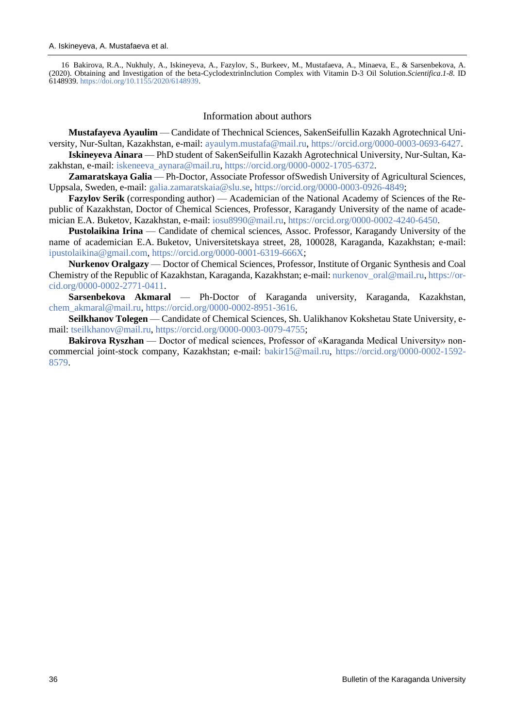16 Bakirova, R.A., Nukhuly, A., Iskineyeva, A., Fazylov, S., Burkeev, M., Mustafaeva, A., Minaeva, E., & Sarsenbekova, A. (2020). Obtaining and Investigation of the beta-CyclodextrinInclution Complex with Vitamin D-3 Oil Solution.*Scientifica*.*1-8*. ID 6148939. https://doi.org/10.1155/2020/6148939.

## Information about authors

**Mustafayeva Ayaulim** — Candidate of Thechnical Sciences, SakenSeifullin Kazakh Agrotechnical University, Nur-Sultan, Kazakhstan, e-mail: ayaulym.mustafa@mail.ru, https://orcid.org/0000-0003-0693-6427.

**Iskineyeva Ainara** — PhD student of SakenSeifullin Kazakh Agrotechnical University, Nur-Sultan, Kazakhstan, e-mail: iskeneeva_aynara@mail.ru, https://orcid.org/0000-0002-1705-6372.

**Zamaratskaya Galia** — Ph-Doctor, Associate Professor ofSwedish University of Agricultural Sciences, Uppsala, Sweden, e-mail: galia.zamaratskaia@slu.se, https://orcid.org/0000-0003-0926-4849;

**Fazylov Serik** (corresponding author) — Academician of the National Academy of Sciences of the Republic of Kazakhstan, Doctor of Chemical Sciences, Professor, Karagandy University of the name of academician E.A. Buketov, Kazakhstan, e-mail: iosu8990@mail.ru, https://orcid.org/0000-0002-4240-6450.

**Pustolaikina Irina** — Candidate of chemical sciences, Assoc. Professor, Karagandy University of the name of academician E.A. Buketov, Universitetskaya street, 28, 100028, Karaganda, Kazakhstan; e-mail: ipustolaikina@gmail.com, https://orcid.org/0000-0001-6319-666X;

**Nurkenov Oralgazy** — Doctor of Chemical Sciences, Professor, Institute of Organic Synthesis and Coal Chemistry of the Republic of Kazakhstan, Karaganda, Kazakhstan; e-mail: nurkenov_oral@mail.ru, https://orcid.org/0000-0002-2771-0411.

**Sarsenbekova Akmaral** — Ph-Doctor of Karaganda university, Karaganda, Kazakhstan, chem_akmaral@mail.ru, https://orcid.org/0000-0002-8951-3616.

**Seilkhanov Tolegen** — Candidate of Chemical Sciences, Sh. Ualikhanov Kokshetau State University, e-mail: tseilkhanov@mail.ru, https://orcid.org/0000-0003-0079-4755;

**Bakirova Ryszhan** — Doctor of medical sciences, Professor of «Karaganda Medical University» non-commercial joint-stock company, Kazakhstan; e-mail: bakir15@mail.ru, https://orcid.org/0000-0002-1592-8579.